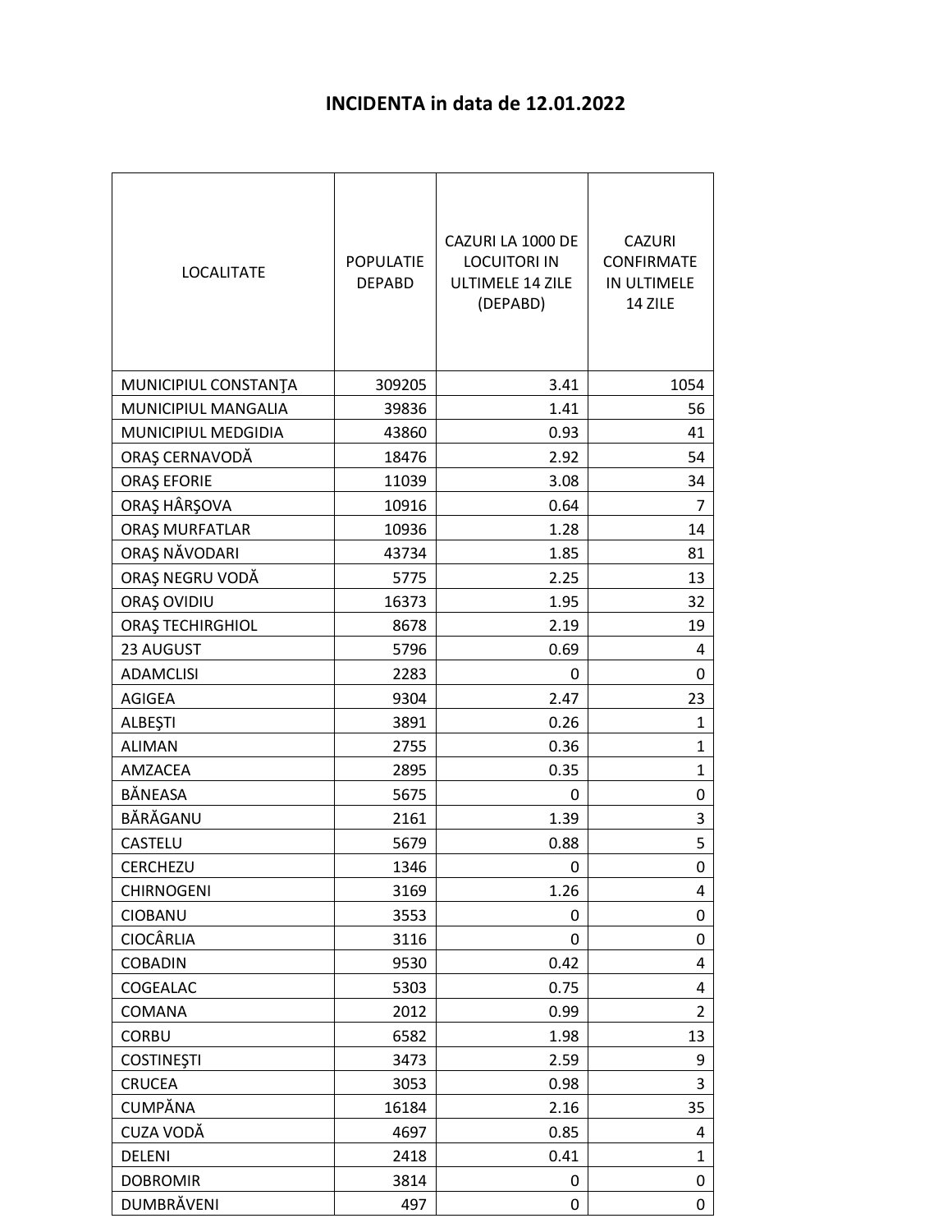# INCIDENTA in data de 12.01.2022

| LOCALITATE | POPULATIE DEPABD | CAZURI LA 1000 DE LOCUITORI IN ULTIMELE 14 ZILE (DEPABD) | CAZURI CONFIRMATE IN ULTIMELE 14 ZILE |
|---|---|---|---|
| MUNICIPIUL CONSTANŢA | 309205 | 3.41 | 1054 |
| MUNICIPIUL MANGALIA | 39836 | 1.41 | 56 |
| MUNICIPIUL MEDGIDIA | 43860 | 0.93 | 41 |
| ORAŞ CERNAVODĂ | 18476 | 2.92 | 54 |
| ORAŞ EFORIE | 11039 | 3.08 | 34 |
| ORAŞ HÂRŞOVA | 10916 | 0.64 | 7 |
| ORAŞ MURFATLAR | 10936 | 1.28 | 14 |
| ORAŞ NĂVODARI | 43734 | 1.85 | 81 |
| ORAŞ NEGRU VODĂ | 5775 | 2.25 | 13 |
| ORAŞ OVIDIU | 16373 | 1.95 | 32 |
| ORAŞ TECHIRGHIOL | 8678 | 2.19 | 19 |
| 23 AUGUST | 5796 | 0.69 | 4 |
| ADAMCLISI | 2283 | 0 | 0 |
| AGIGEA | 9304 | 2.47 | 23 |
| ALBEŞTI | 3891 | 0.26 | 1 |
| ALIMAN | 2755 | 0.36 | 1 |
| AMZACEA | 2895 | 0.35 | 1 |
| BĂNEASA | 5675 | 0 | 0 |
| BĂRĂGANU | 2161 | 1.39 | 3 |
| CASTELU | 5679 | 0.88 | 5 |
| CERCHEZU | 1346 | 0 | 0 |
| CHIRNOGENI | 3169 | 1.26 | 4 |
| CIOBANU | 3553 | 0 | 0 |
| CIOCÂRLIA | 3116 | 0 | 0 |
| COBADIN | 9530 | 0.42 | 4 |
| COGEALAC | 5303 | 0.75 | 4 |
| COMANA | 2012 | 0.99 | 2 |
| CORBU | 6582 | 1.98 | 13 |
| COSTINEŞTI | 3473 | 2.59 | 9 |
| CRUCEA | 3053 | 0.98 | 3 |
| CUMPĂNA | 16184 | 2.16 | 35 |
| CUZA VODĂ | 4697 | 0.85 | 4 |
| DELENI | 2418 | 0.41 | 1 |
| DOBROMIR | 3814 | 0 | 0 |
| DUMBRĂVENI | 497 | 0 | 0 |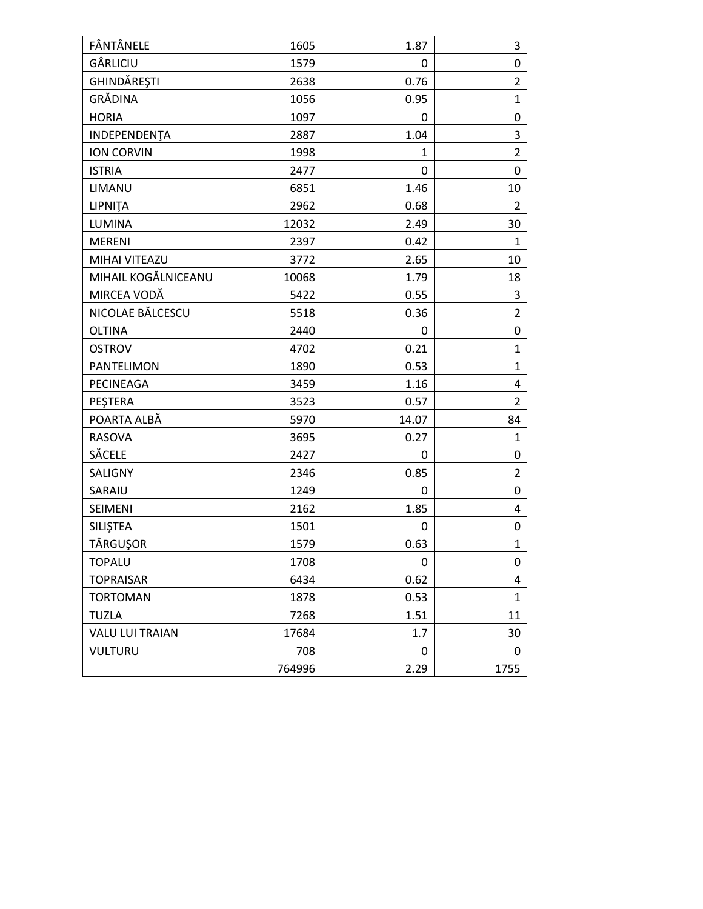| | | | |
|---|---|---|---|
| FÂNTÂNELE | 1605 | 1.87 | 3 |
| GÂRLICIU | 1579 | 0 | 0 |
| GHINDĂREŞTI | 2638 | 0.76 | 2 |
| GRĂDINA | 1056 | 0.95 | 1 |
| HORIA | 1097 | 0 | 0 |
| INDEPENDENŢA | 2887 | 1.04 | 3 |
| ION CORVIN | 1998 | 1 | 2 |
| ISTRIA | 2477 | 0 | 0 |
| LIMANU | 6851 | 1.46 | 10 |
| LIPNIŢA | 2962 | 0.68 | 2 |
| LUMINA | 12032 | 2.49 | 30 |
| MERENI | 2397 | 0.42 | 1 |
| MIHAI VITEAZU | 3772 | 2.65 | 10 |
| MIHAIL KOGĂLNICEANU | 10068 | 1.79 | 18 |
| MIRCEA VODĂ | 5422 | 0.55 | 3 |
| NICOLAE BĂLCESCU | 5518 | 0.36 | 2 |
| OLTINA | 2440 | 0 | 0 |
| OSTROV | 4702 | 0.21 | 1 |
| PANTELIMON | 1890 | 0.53 | 1 |
| PECINEAGA | 3459 | 1.16 | 4 |
| PEŞTERA | 3523 | 0.57 | 2 |
| POARTA ALBĂ | 5970 | 14.07 | 84 |
| RASOVA | 3695 | 0.27 | 1 |
| SĂCELE | 2427 | 0 | 0 |
| SALIGNY | 2346 | 0.85 | 2 |
| SARAIU | 1249 | 0 | 0 |
| SEIMENI | 2162 | 1.85 | 4 |
| SILIŞTEA | 1501 | 0 | 0 |
| TÂRGUŞOR | 1579 | 0.63 | 1 |
| TOPALU | 1708 | 0 | 0 |
| TOPRAISAR | 6434 | 0.62 | 4 |
| TORTOMAN | 1878 | 0.53 | 1 |
| TUZLA | 7268 | 1.51 | 11 |
| VALU LUI TRAIAN | 17684 | 1.7 | 30 |
| VULTURU | 708 | 0 | 0 |
| | 764996 | 2.29 | 1755 |